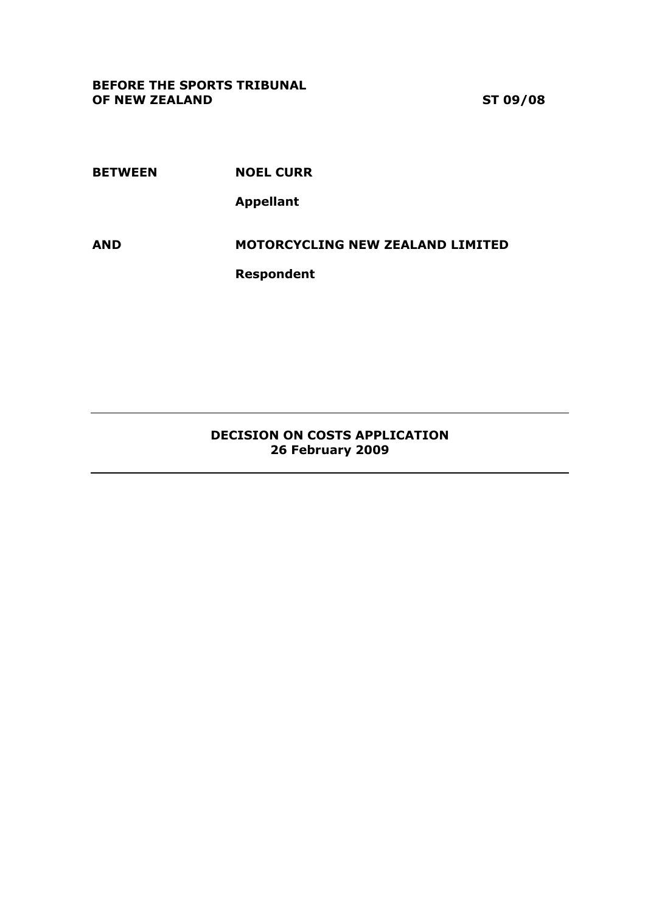**BEFORE THE SPORTS TRIBUNAL OF NEW ZEALAND** **ST 09/08**

**BETWEEN** **NOEL CURR**

**Appellant**

**AND** **MOTORCYCLING NEW ZEALAND LIMITED**

**Respondent**

---

**DECISION ON COSTS APPLICATION**
**26 February 2009**

---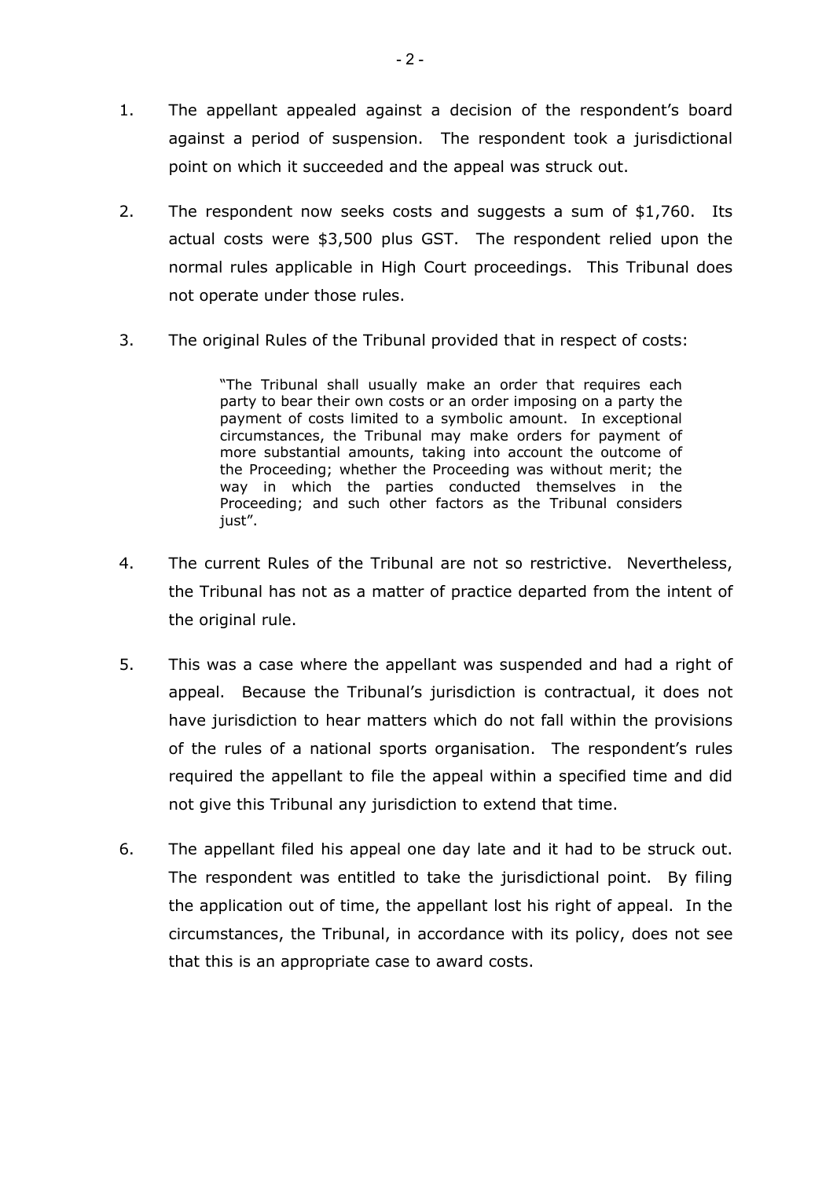1. The appellant appealed against a decision of the respondent's board against a period of suspension. The respondent took a jurisdictional point on which it succeeded and the appeal was struck out.

2. The respondent now seeks costs and suggests a sum of $1,760. Its actual costs were $3,500 plus GST. The respondent relied upon the normal rules applicable in High Court proceedings. This Tribunal does not operate under those rules.

3. The original Rules of the Tribunal provided that in respect of costs:

   > "The Tribunal shall usually make an order that requires each party to bear their own costs or an order imposing on a party the payment of costs limited to a symbolic amount. In exceptional circumstances, the Tribunal may make orders for payment of more substantial amounts, taking into account the outcome of the Proceeding; whether the Proceeding was without merit; the way in which the parties conducted themselves in the Proceeding; and such other factors as the Tribunal considers just".

4. The current Rules of the Tribunal are not so restrictive. Nevertheless, the Tribunal has not as a matter of practice departed from the intent of the original rule.

5. This was a case where the appellant was suspended and had a right of appeal. Because the Tribunal's jurisdiction is contractual, it does not have jurisdiction to hear matters which do not fall within the provisions of the rules of a national sports organisation. The respondent's rules required the appellant to file the appeal within a specified time and did not give this Tribunal any jurisdiction to extend that time.

6. The appellant filed his appeal one day late and it had to be struck out. The respondent was entitled to take the jurisdictional point. By filing the application out of time, the appellant lost his right of appeal. In the circumstances, the Tribunal, in accordance with its policy, does not see that this is an appropriate case to award costs.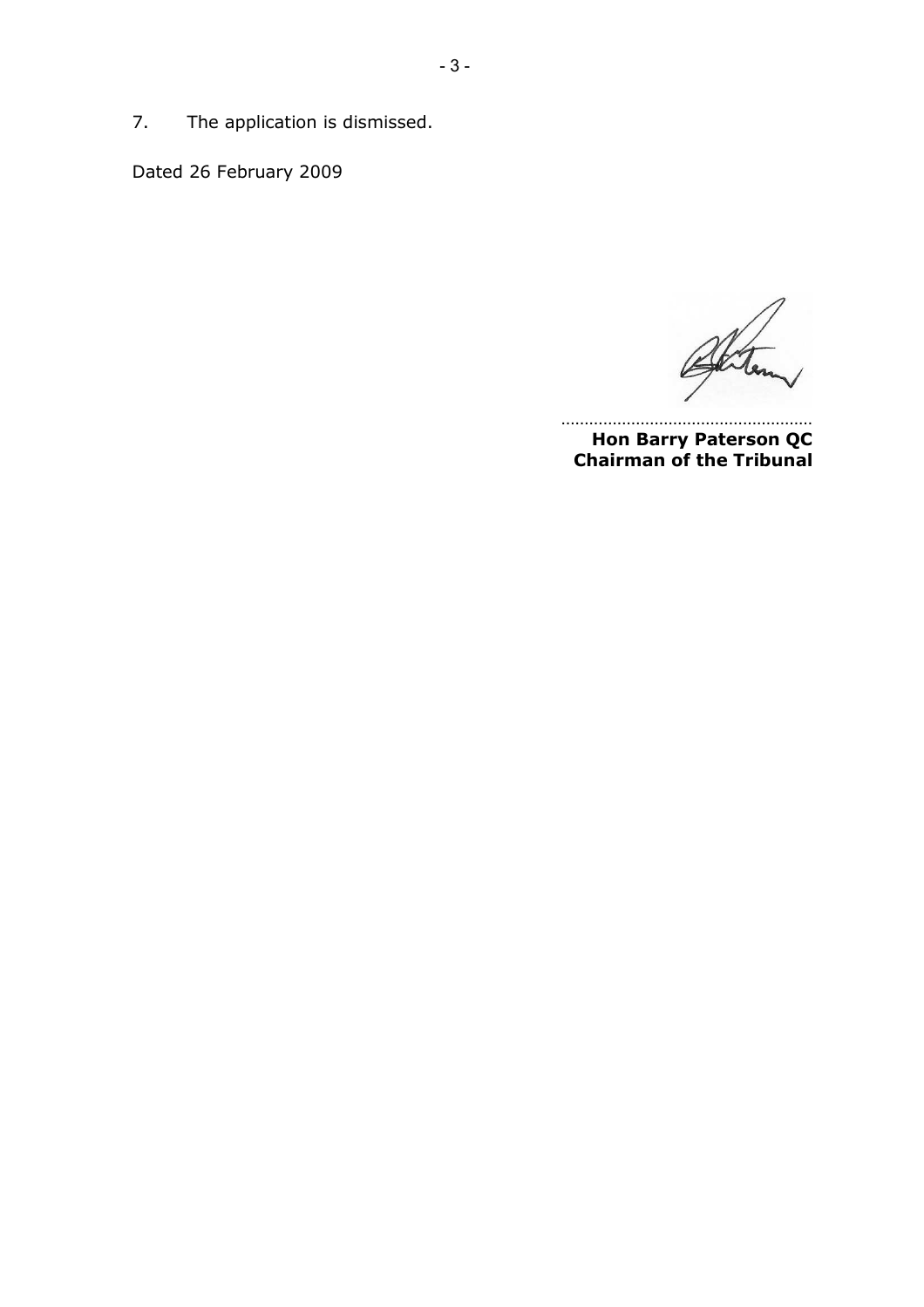7. The application is dismissed.

Dated 26 February 2009

....................................................

**Hon Barry Paterson QC**
**Chairman of the Tribunal**